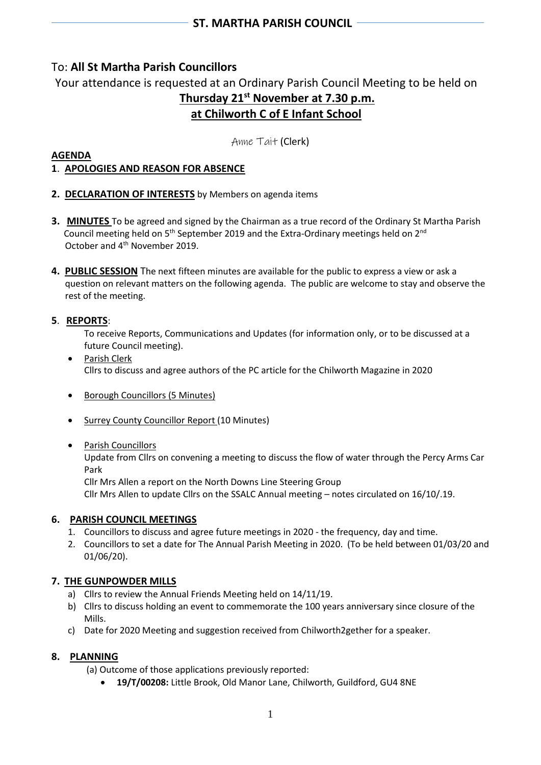## ST. MARTHA PARISH COUNCIL

To: **All St Martha Parish Councillors**

Your attendance is requested at an Ordinary Parish Council Meeting to be held on

**Thursday 21st November at 7.30 p.m.**
**at Chilworth C of E Infant School**

Anne Tait (Clerk)

**AGENDA**

**1. APOLOGIES AND REASON FOR ABSENCE**

**2. DECLARATION OF INTERESTS** by Members on agenda items

**3. MINUTES** To be agreed and signed by the Chairman as a true record of the Ordinary St Martha Parish Council meeting held on 5th September 2019 and the Extra-Ordinary meetings held on 2nd October and 4th November 2019.

**4. PUBLIC SESSION** The next fifteen minutes are available for the public to express a view or ask a question on relevant matters on the following agenda. The public are welcome to stay and observe the rest of the meeting.

**5. REPORTS**:

To receive Reports, Communications and Updates (for information only, or to be discussed at a future Council meeting).

- Parish Clerk
  Cllrs to discuss and agree authors of the PC article for the Chilworth Magazine in 2020
- Borough Councillors (5 Minutes)
- Surrey County Councillor Report (10 Minutes)
- Parish Councillors
  Update from Cllrs on convening a meeting to discuss the flow of water through the Percy Arms Car Park
  Cllr Mrs Allen a report on the North Downs Line Steering Group
  Cllr Mrs Allen to update Cllrs on the SSALC Annual meeting – notes circulated on 16/10/.19.

**6. PARISH COUNCIL MEETINGS**

1. Councillors to discuss and agree future meetings in 2020 - the frequency, day and time.
2. Councillors to set a date for The Annual Parish Meeting in 2020. (To be held between 01/03/20 and 01/06/20).

**7. THE GUNPOWDER MILLS**

a) Cllrs to review the Annual Friends Meeting held on 14/11/19.
b) Cllrs to discuss holding an event to commemorate the 100 years anniversary since closure of the Mills.
c) Date for 2020 Meeting and suggestion received from Chilworth2gether for a speaker.

**8. PLANNING**

(a) Outcome of those applications previously reported:

- **19/T/00208:** Little Brook, Old Manor Lane, Chilworth, Guildford, GU4 8NE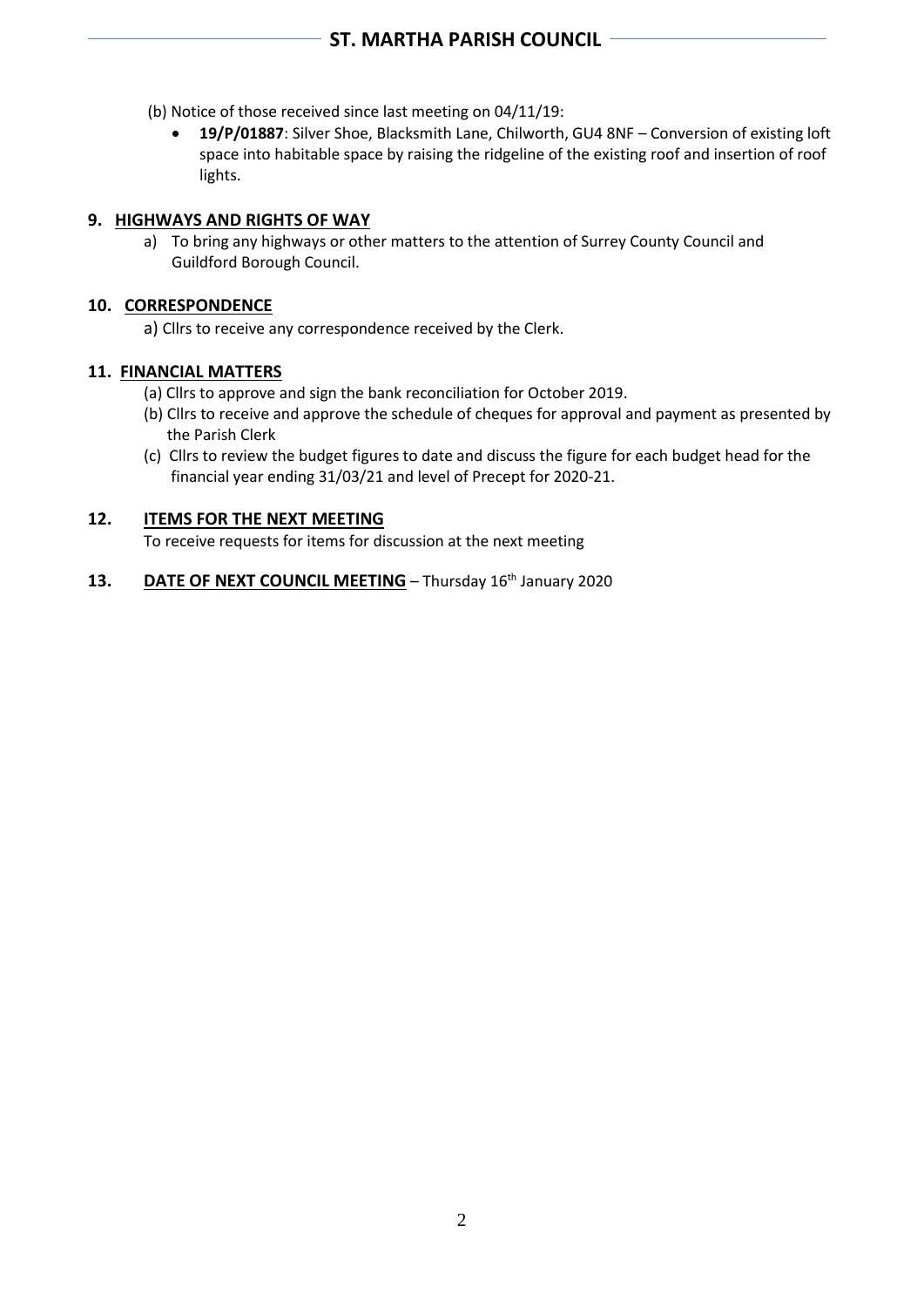(b) Notice of those received since last meeting on 04/11/19:

- **19/P/01887**: Silver Shoe, Blacksmith Lane, Chilworth, GU4 8NF – Conversion of existing loft space into habitable space by raising the ridgeline of the existing roof and insertion of roof lights.

## 9. HIGHWAYS AND RIGHTS OF WAY

a) To bring any highways or other matters to the attention of Surrey County Council and Guildford Borough Council.

## 10. CORRESPONDENCE

a) Cllrs to receive any correspondence received by the Clerk.

## 11. FINANCIAL MATTERS

(a) Cllrs to approve and sign the bank reconciliation for October 2019.

(b) Cllrs to receive and approve the schedule of cheques for approval and payment as presented by the Parish Clerk

(c) Cllrs to review the budget figures to date and discuss the figure for each budget head for the financial year ending 31/03/21 and level of Precept for 2020-21.

## 12. ITEMS FOR THE NEXT MEETING

To receive requests for items for discussion at the next meeting

## 13. DATE OF NEXT COUNCIL MEETING – Thursday 16th January 2020